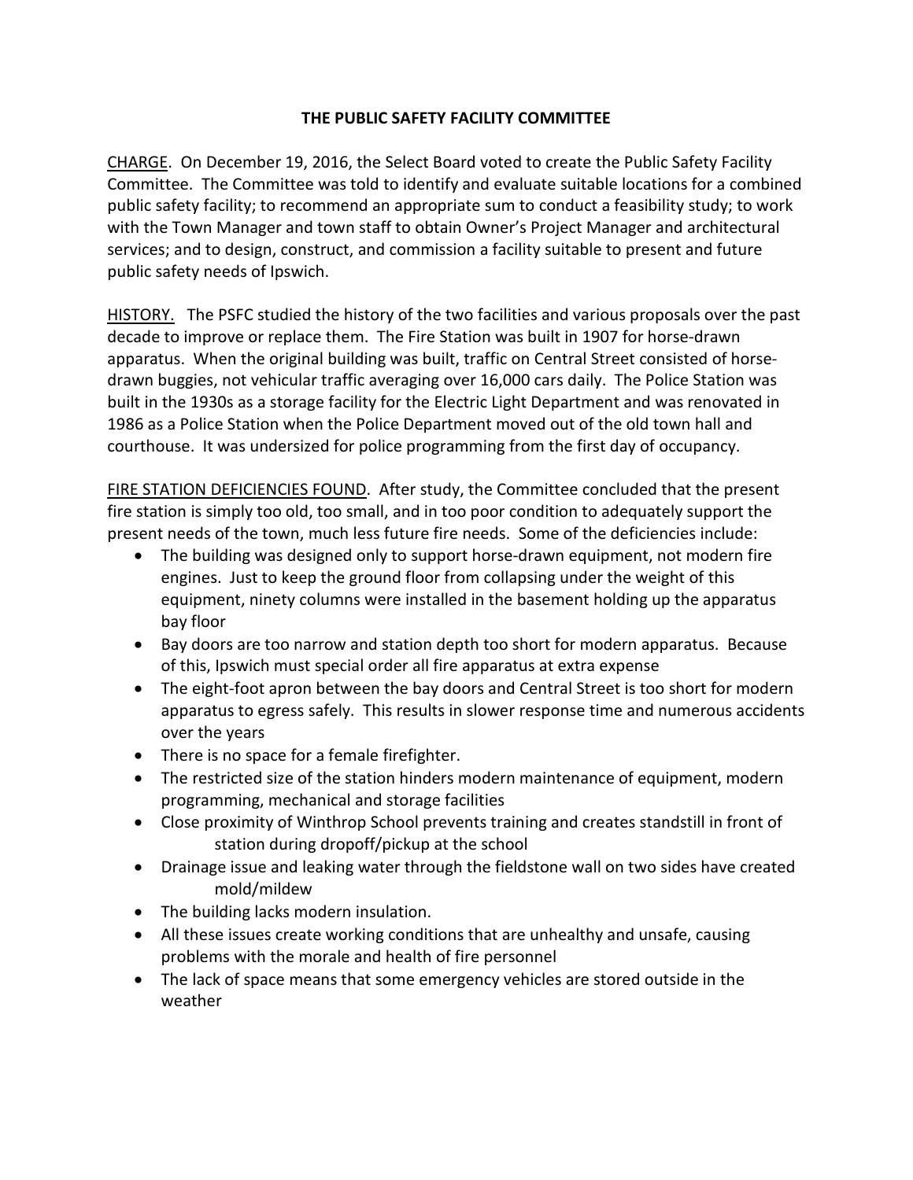# THE PUBLIC SAFETY FACILITY COMMITTEE

CHARGE. On December 19, 2016, the Select Board voted to create the Public Safety Facility Committee. The Committee was told to identify and evaluate suitable locations for a combined public safety facility; to recommend an appropriate sum to conduct a feasibility study; to work with the Town Manager and town staff to obtain Owner's Project Manager and architectural services; and to design, construct, and commission a facility suitable to present and future public safety needs of Ipswich.

HISTORY. The PSFC studied the history of the two facilities and various proposals over the past decade to improve or replace them. The Fire Station was built in 1907 for horse-drawn apparatus. When the original building was built, traffic on Central Street consisted of horse-drawn buggies, not vehicular traffic averaging over 16,000 cars daily. The Police Station was built in the 1930s as a storage facility for the Electric Light Department and was renovated in 1986 as a Police Station when the Police Department moved out of the old town hall and courthouse. It was undersized for police programming from the first day of occupancy.

FIRE STATION DEFICIENCIES FOUND. After study, the Committee concluded that the present fire station is simply too old, too small, and in too poor condition to adequately support the present needs of the town, much less future fire needs. Some of the deficiencies include:

- The building was designed only to support horse-drawn equipment, not modern fire engines. Just to keep the ground floor from collapsing under the weight of this equipment, ninety columns were installed in the basement holding up the apparatus bay floor
- Bay doors are too narrow and station depth too short for modern apparatus. Because of this, Ipswich must special order all fire apparatus at extra expense
- The eight-foot apron between the bay doors and Central Street is too short for modern apparatus to egress safely. This results in slower response time and numerous accidents over the years
- There is no space for a female firefighter.
- The restricted size of the station hinders modern maintenance of equipment, modern programming, mechanical and storage facilities
- Close proximity of Winthrop School prevents training and creates standstill in front of station during dropoff/pickup at the school
- Drainage issue and leaking water through the fieldstone wall on two sides have created mold/mildew
- The building lacks modern insulation.
- All these issues create working conditions that are unhealthy and unsafe, causing problems with the morale and health of fire personnel
- The lack of space means that some emergency vehicles are stored outside in the weather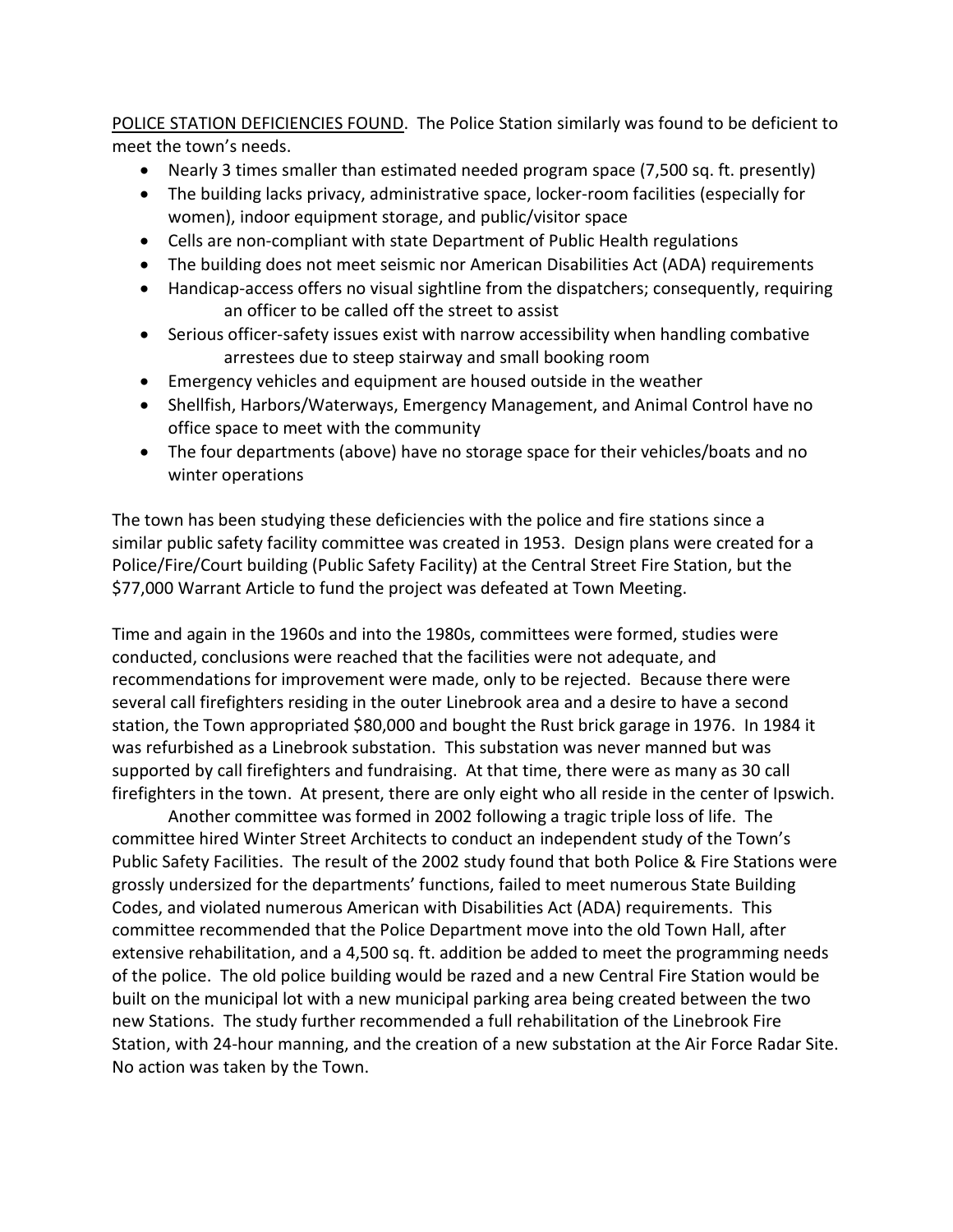<u>POLICE STATION DEFICIENCIES FOUND</u>. The Police Station similarly was found to be deficient to meet the town's needs.

- Nearly 3 times smaller than estimated needed program space (7,500 sq. ft. presently)
- The building lacks privacy, administrative space, locker-room facilities (especially for women), indoor equipment storage, and public/visitor space
- Cells are non-compliant with state Department of Public Health regulations
- The building does not meet seismic nor American Disabilities Act (ADA) requirements
- Handicap-access offers no visual sightline from the dispatchers; consequently, requiring an officer to be called off the street to assist
- Serious officer-safety issues exist with narrow accessibility when handling combative arrestees due to steep stairway and small booking room
- Emergency vehicles and equipment are housed outside in the weather
- Shellfish, Harbors/Waterways, Emergency Management, and Animal Control have no office space to meet with the community
- The four departments (above) have no storage space for their vehicles/boats and no winter operations

The town has been studying these deficiencies with the police and fire stations since a similar public safety facility committee was created in 1953. Design plans were created for a Police/Fire/Court building (Public Safety Facility) at the Central Street Fire Station, but the $77,000 Warrant Article to fund the project was defeated at Town Meeting.

Time and again in the 1960s and into the 1980s, committees were formed, studies were conducted, conclusions were reached that the facilities were not adequate, and recommendations for improvement were made, only to be rejected. Because there were several call firefighters residing in the outer Linebrook area and a desire to have a second station, the Town appropriated $80,000 and bought the Rust brick garage in 1976. In 1984 it was refurbished as a Linebrook substation. This substation was never manned but was supported by call firefighters and fundraising. At that time, there were as many as 30 call firefighters in the town. At present, there are only eight who all reside in the center of Ipswich.

Another committee was formed in 2002 following a tragic triple loss of life. The committee hired Winter Street Architects to conduct an independent study of the Town's Public Safety Facilities. The result of the 2002 study found that both Police & Fire Stations were grossly undersized for the departments' functions, failed to meet numerous State Building Codes, and violated numerous American with Disabilities Act (ADA) requirements. This committee recommended that the Police Department move into the old Town Hall, after extensive rehabilitation, and a 4,500 sq. ft. addition be added to meet the programming needs of the police. The old police building would be razed and a new Central Fire Station would be built on the municipal lot with a new municipal parking area being created between the two new Stations. The study further recommended a full rehabilitation of the Linebrook Fire Station, with 24-hour manning, and the creation of a new substation at the Air Force Radar Site. No action was taken by the Town.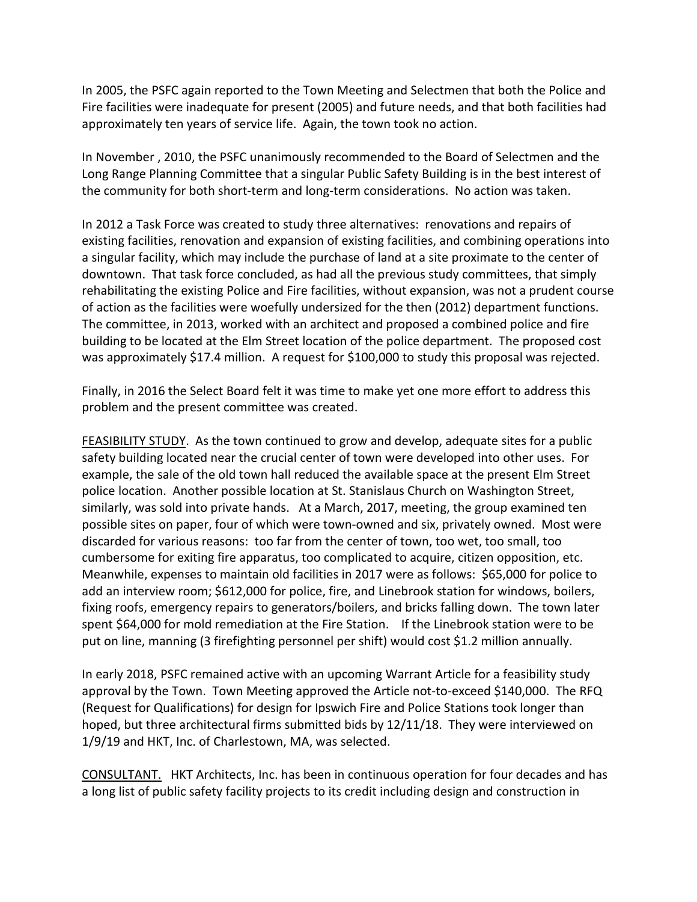In 2005, the PSFC again reported to the Town Meeting and Selectmen that both the Police and Fire facilities were inadequate for present (2005) and future needs, and that both facilities had approximately ten years of service life. Again, the town took no action.

In November , 2010, the PSFC unanimously recommended to the Board of Selectmen and the Long Range Planning Committee that a singular Public Safety Building is in the best interest of the community for both short-term and long-term considerations. No action was taken.

In 2012 a Task Force was created to study three alternatives: renovations and repairs of existing facilities, renovation and expansion of existing facilities, and combining operations into a singular facility, which may include the purchase of land at a site proximate to the center of downtown. That task force concluded, as had all the previous study committees, that simply rehabilitating the existing Police and Fire facilities, without expansion, was not a prudent course of action as the facilities were woefully undersized for the then (2012) department functions. The committee, in 2013, worked with an architect and proposed a combined police and fire building to be located at the Elm Street location of the police department. The proposed cost was approximately $17.4 million. A request for $100,000 to study this proposal was rejected.

Finally, in 2016 the Select Board felt it was time to make yet one more effort to address this problem and the present committee was created.

<u>FEASIBILITY STUDY</u>. As the town continued to grow and develop, adequate sites for a public safety building located near the crucial center of town were developed into other uses. For example, the sale of the old town hall reduced the available space at the present Elm Street police location. Another possible location at St. Stanislaus Church on Washington Street, similarly, was sold into private hands. At a March, 2017, meeting, the group examined ten possible sites on paper, four of which were town-owned and six, privately owned. Most were discarded for various reasons: too far from the center of town, too wet, too small, too cumbersome for exiting fire apparatus, too complicated to acquire, citizen opposition, etc. Meanwhile, expenses to maintain old facilities in 2017 were as follows: $65,000 for police to add an interview room; $612,000 for police, fire, and Linebrook station for windows, boilers, fixing roofs, emergency repairs to generators/boilers, and bricks falling down. The town later spent $64,000 for mold remediation at the Fire Station. If the Linebrook station were to be put on line, manning (3 firefighting personnel per shift) would cost $1.2 million annually.

In early 2018, PSFC remained active with an upcoming Warrant Article for a feasibility study approval by the Town. Town Meeting approved the Article not-to-exceed $140,000. The RFQ (Request for Qualifications) for design for Ipswich Fire and Police Stations took longer than hoped, but three architectural firms submitted bids by 12/11/18. They were interviewed on 1/9/19 and HKT, Inc. of Charlestown, MA, was selected.

<u>CONSULTANT.</u> HKT Architects, Inc. has been in continuous operation for four decades and has a long list of public safety facility projects to its credit including design and construction in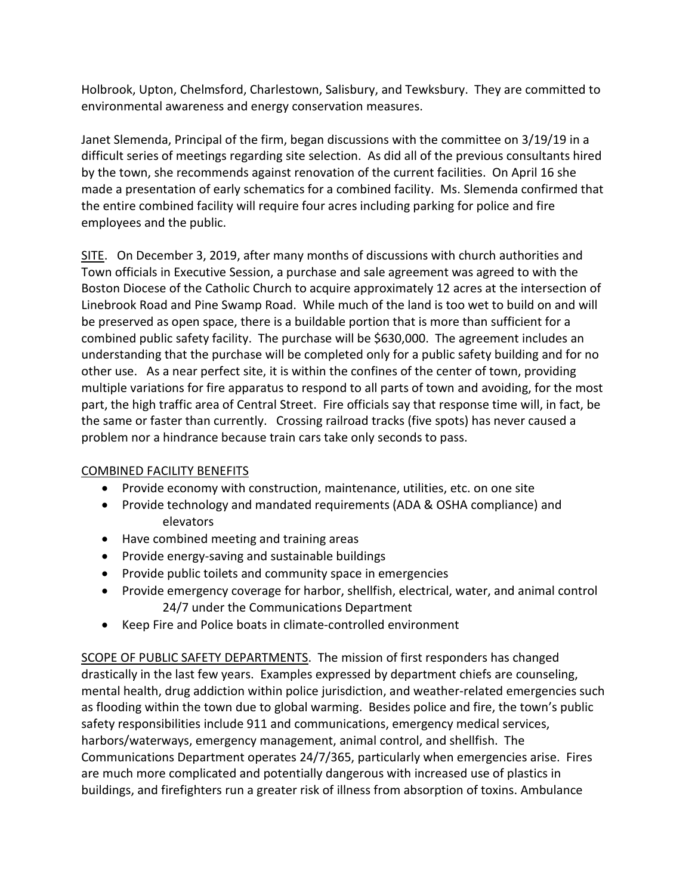Holbrook, Upton, Chelmsford, Charlestown, Salisbury, and Tewksbury. They are committed to environmental awareness and energy conservation measures.

Janet Slemenda, Principal of the firm, began discussions with the committee on 3/19/19 in a difficult series of meetings regarding site selection. As did all of the previous consultants hired by the town, she recommends against renovation of the current facilities. On April 16 she made a presentation of early schematics for a combined facility. Ms. Slemenda confirmed that the entire combined facility will require four acres including parking for police and fire employees and the public.

<u>SITE</u>. On December 3, 2019, after many months of discussions with church authorities and Town officials in Executive Session, a purchase and sale agreement was agreed to with the Boston Diocese of the Catholic Church to acquire approximately 12 acres at the intersection of Linebrook Road and Pine Swamp Road. While much of the land is too wet to build on and will be preserved as open space, there is a buildable portion that is more than sufficient for a combined public safety facility. The purchase will be $630,000. The agreement includes an understanding that the purchase will be completed only for a public safety building and for no other use. As a near perfect site, it is within the confines of the center of town, providing multiple variations for fire apparatus to respond to all parts of town and avoiding, for the most part, the high traffic area of Central Street. Fire officials say that response time will, in fact, be the same or faster than currently. Crossing railroad tracks (five spots) has never caused a problem nor a hindrance because train cars take only seconds to pass.

<u>COMBINED FACILITY BENEFITS</u>

- Provide economy with construction, maintenance, utilities, etc. on one site
- Provide technology and mandated requirements (ADA & OSHA compliance) and elevators
- Have combined meeting and training areas
- Provide energy-saving and sustainable buildings
- Provide public toilets and community space in emergencies
- Provide emergency coverage for harbor, shellfish, electrical, water, and animal control 24/7 under the Communications Department
- Keep Fire and Police boats in climate-controlled environment

<u>SCOPE OF PUBLIC SAFETY DEPARTMENTS</u>. The mission of first responders has changed drastically in the last few years. Examples expressed by department chiefs are counseling, mental health, drug addiction within police jurisdiction, and weather-related emergencies such as flooding within the town due to global warming. Besides police and fire, the town's public safety responsibilities include 911 and communications, emergency medical services, harbors/waterways, emergency management, animal control, and shellfish. The Communications Department operates 24/7/365, particularly when emergencies arise. Fires are much more complicated and potentially dangerous with increased use of plastics in buildings, and firefighters run a greater risk of illness from absorption of toxins. Ambulance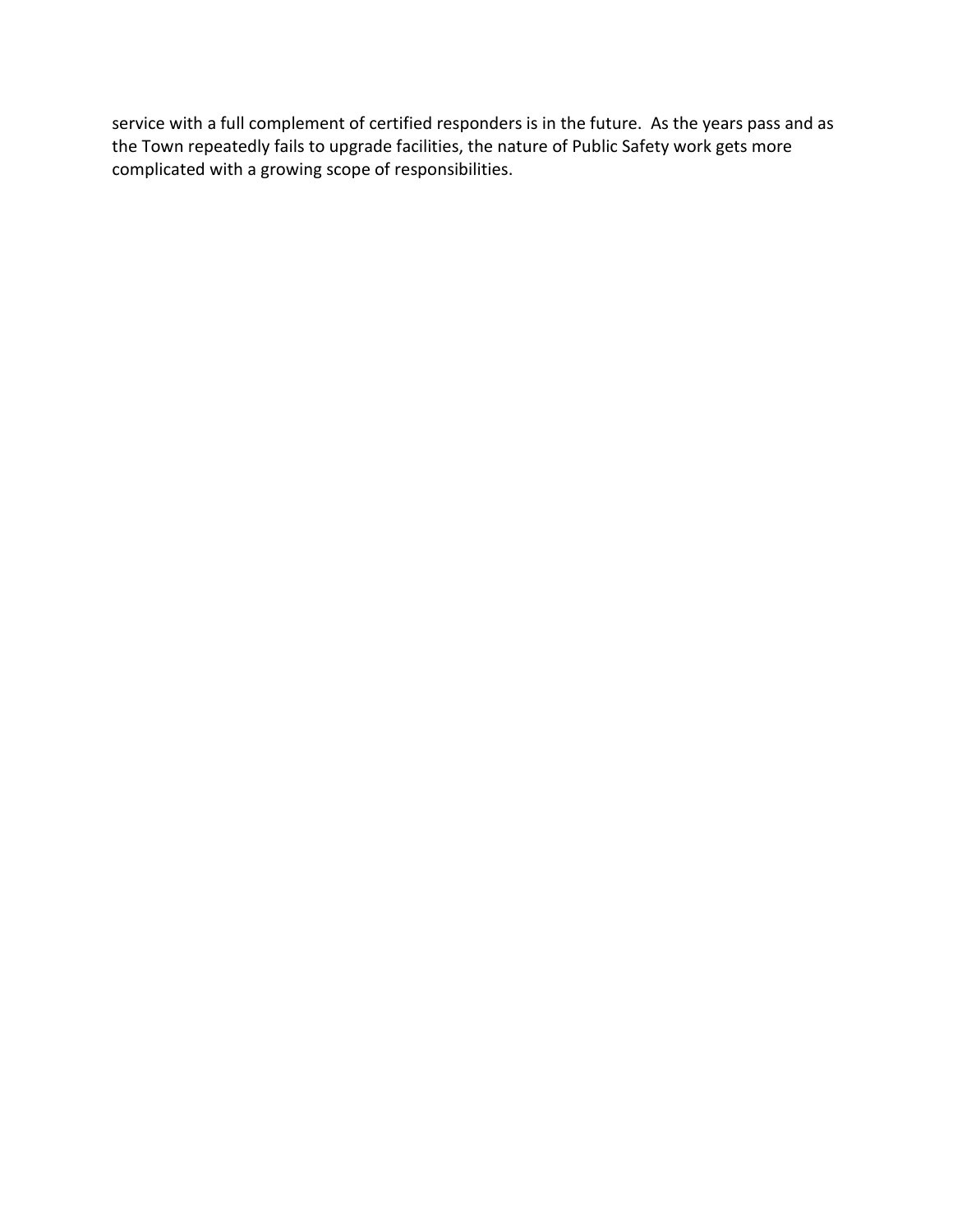service with a full complement of certified responders is in the future. As the years pass and as the Town repeatedly fails to upgrade facilities, the nature of Public Safety work gets more complicated with a growing scope of responsibilities.